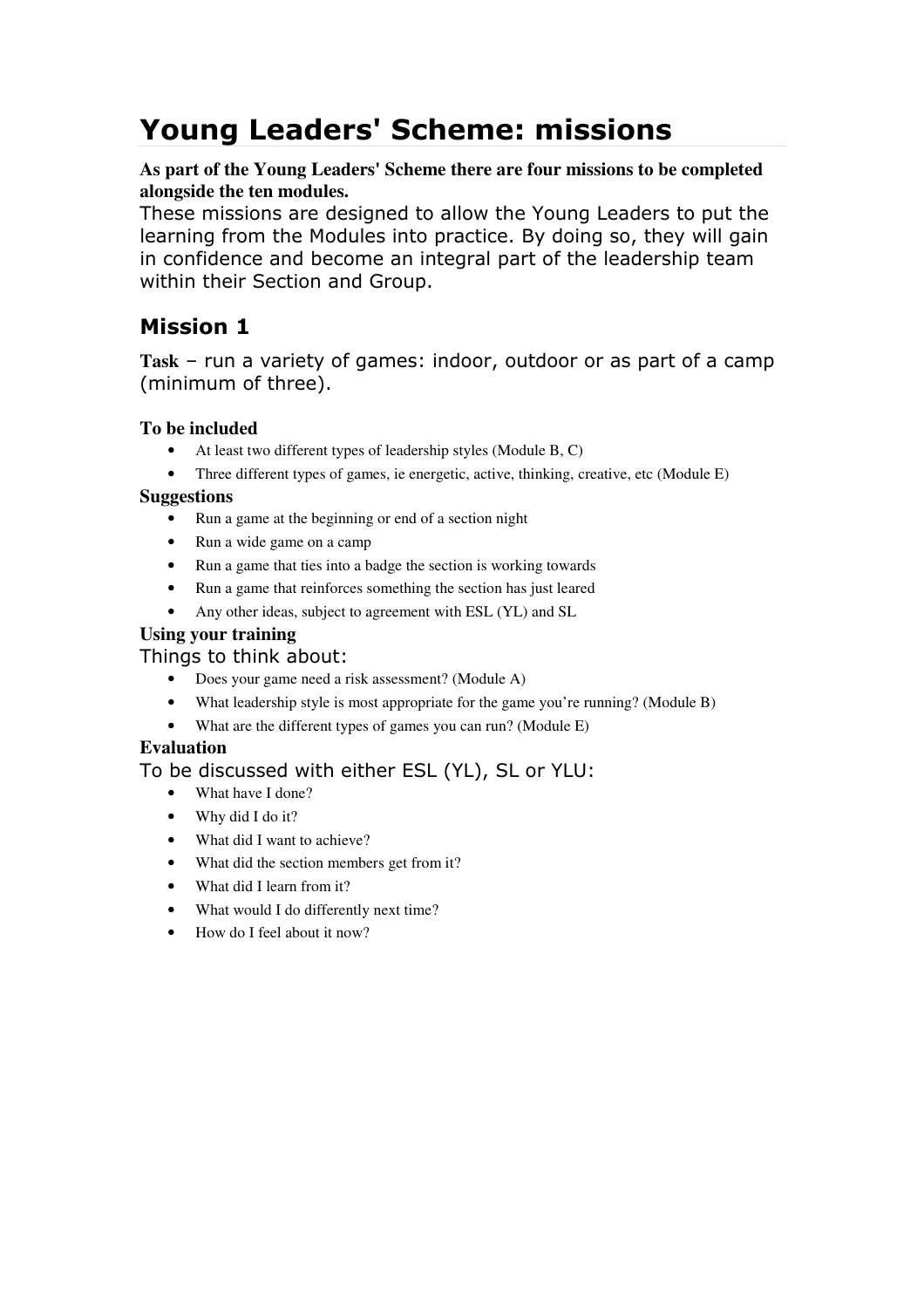# Young Leaders' Scheme: missions

**As part of the Young Leaders' Scheme there are four missions to be completed alongside the ten modules.**

These missions are designed to allow the Young Leaders to put the learning from the Modules into practice. By doing so, they will gain in confidence and become an integral part of the leadership team within their Section and Group.

## Mission 1

**Task** – run a variety of games: indoor, outdoor or as part of a camp (minimum of three).

**To be included**

- At least two different types of leadership styles (Module B, C)
- Three different types of games, ie energetic, active, thinking, creative, etc (Module E)

**Suggestions**

- Run a game at the beginning or end of a section night
- Run a wide game on a camp
- Run a game that ties into a badge the section is working towards
- Run a game that reinforces something the section has just leared
- Any other ideas, subject to agreement with ESL (YL) and SL

**Using your training**

Things to think about:

- Does your game need a risk assessment? (Module A)
- What leadership style is most appropriate for the game you're running? (Module B)
- What are the different types of games you can run? (Module E)

**Evaluation**

To be discussed with either ESL (YL), SL or YLU:

- What have I done?
- Why did I do it?
- What did I want to achieve?
- What did the section members get from it?
- What did I learn from it?
- What would I do differently next time?
- How do I feel about it now?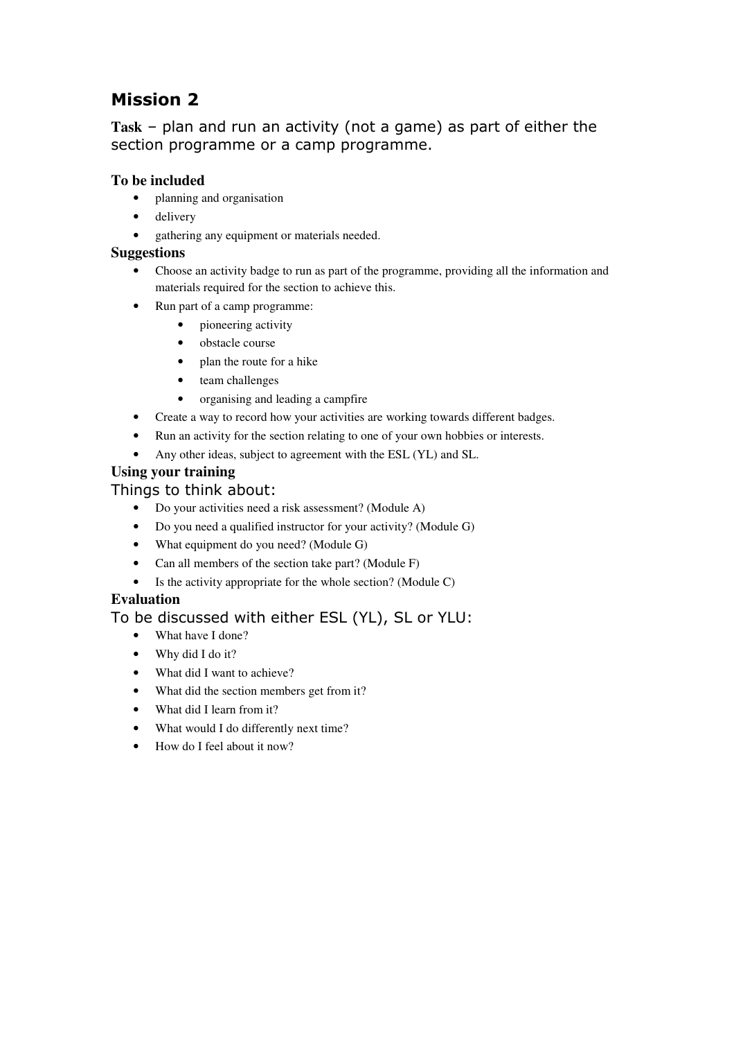## Mission 2

**Task** – plan and run an activity (not a game) as part of either the section programme or a camp programme.

### To be included

- planning and organisation
- delivery
- gathering any equipment or materials needed.

### Suggestions

- Choose an activity badge to run as part of the programme, providing all the information and materials required for the section to achieve this.
- Run part of a camp programme:
  - pioneering activity
  - obstacle course
  - plan the route for a hike
  - team challenges
  - organising and leading a campfire
- Create a way to record how your activities are working towards different badges.
- Run an activity for the section relating to one of your own hobbies or interests.
- Any other ideas, subject to agreement with the ESL (YL) and SL.

### Using your training

Things to think about:

- Do your activities need a risk assessment? (Module A)
- Do you need a qualified instructor for your activity? (Module G)
- What equipment do you need? (Module G)
- Can all members of the section take part? (Module F)
- Is the activity appropriate for the whole section? (Module C)

### Evaluation

To be discussed with either ESL (YL), SL or YLU:

- What have I done?
- Why did I do it?
- What did I want to achieve?
- What did the section members get from it?
- What did I learn from it?
- What would I do differently next time?
- How do I feel about it now?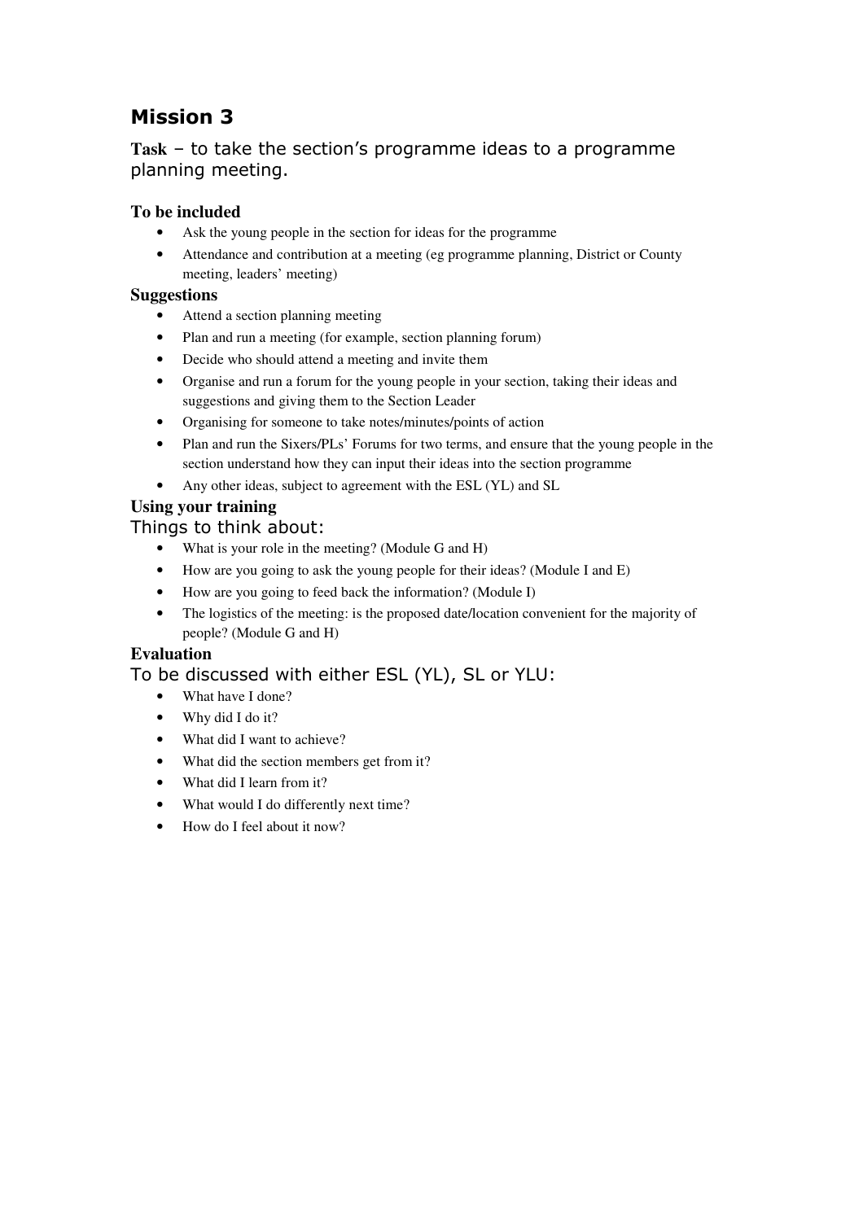# Mission 3

**Task** – to take the section's programme ideas to a programme planning meeting.

### To be included

- Ask the young people in the section for ideas for the programme
- Attendance and contribution at a meeting (eg programme planning, District or County meeting, leaders' meeting)

### Suggestions

- Attend a section planning meeting
- Plan and run a meeting (for example, section planning forum)
- Decide who should attend a meeting and invite them
- Organise and run a forum for the young people in your section, taking their ideas and suggestions and giving them to the Section Leader
- Organising for someone to take notes/minutes/points of action
- Plan and run the Sixers/PLs' Forums for two terms, and ensure that the young people in the section understand how they can input their ideas into the section programme
- Any other ideas, subject to agreement with the ESL (YL) and SL

### Using your training

Things to think about:

- What is your role in the meeting? (Module G and H)
- How are you going to ask the young people for their ideas? (Module I and E)
- How are you going to feed back the information? (Module I)
- The logistics of the meeting: is the proposed date/location convenient for the majority of people? (Module G and H)

### Evaluation

To be discussed with either ESL (YL), SL or YLU:

- What have I done?
- Why did I do it?
- What did I want to achieve?
- What did the section members get from it?
- What did I learn from it?
- What would I do differently next time?
- How do I feel about it now?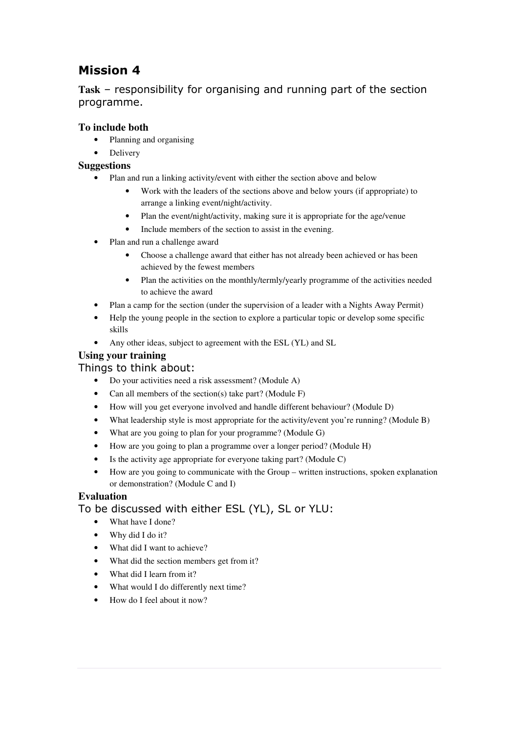# Mission 4

**Task** – responsibility for organising and running part of the section programme.

### To include both

- Planning and organising
- Delivery

### Suggestions

- Plan and run a linking activity/event with either the section above and below
  - Work with the leaders of the sections above and below yours (if appropriate) to arrange a linking event/night/activity.
  - Plan the event/night/activity, making sure it is appropriate for the age/venue
  - Include members of the section to assist in the evening.
- Plan and run a challenge award
  - Choose a challenge award that either has not already been achieved or has been achieved by the fewest members
  - Plan the activities on the monthly/termly/yearly programme of the activities needed to achieve the award
- Plan a camp for the section (under the supervision of a leader with a Nights Away Permit)
- Help the young people in the section to explore a particular topic or develop some specific skills
- Any other ideas, subject to agreement with the ESL (YL) and SL

### Using your training

Things to think about:

- Do your activities need a risk assessment? (Module A)
- Can all members of the section(s) take part? (Module F)
- How will you get everyone involved and handle different behaviour? (Module D)
- What leadership style is most appropriate for the activity/event you're running? (Module B)
- What are you going to plan for your programme? (Module G)
- How are you going to plan a programme over a longer period? (Module H)
- Is the activity age appropriate for everyone taking part? (Module C)
- How are you going to communicate with the Group – written instructions, spoken explanation or demonstration? (Module C and I)

### Evaluation

To be discussed with either ESL (YL), SL or YLU:

- What have I done?
- Why did I do it?
- What did I want to achieve?
- What did the section members get from it?
- What did I learn from it?
- What would I do differently next time?
- How do I feel about it now?